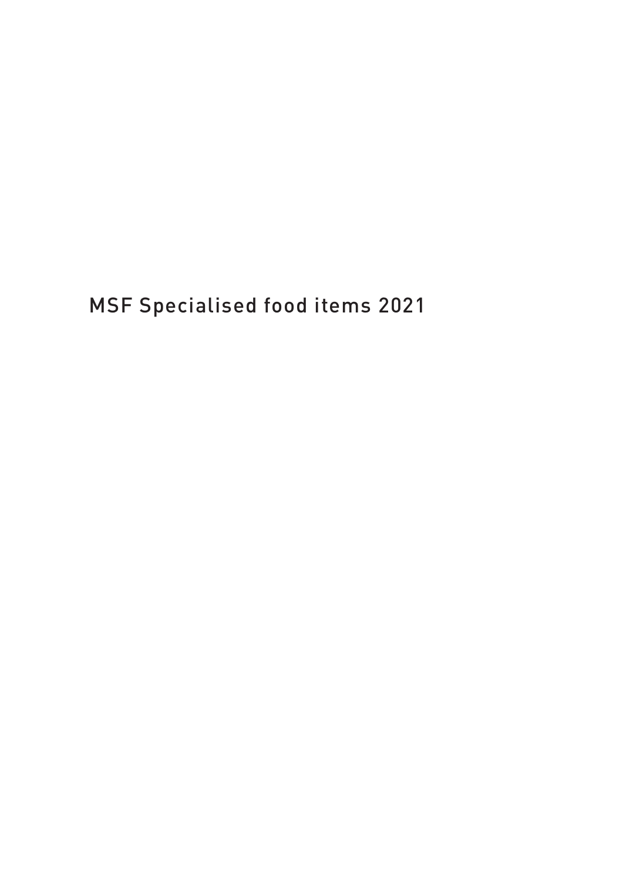# MSF Specialised food items 2021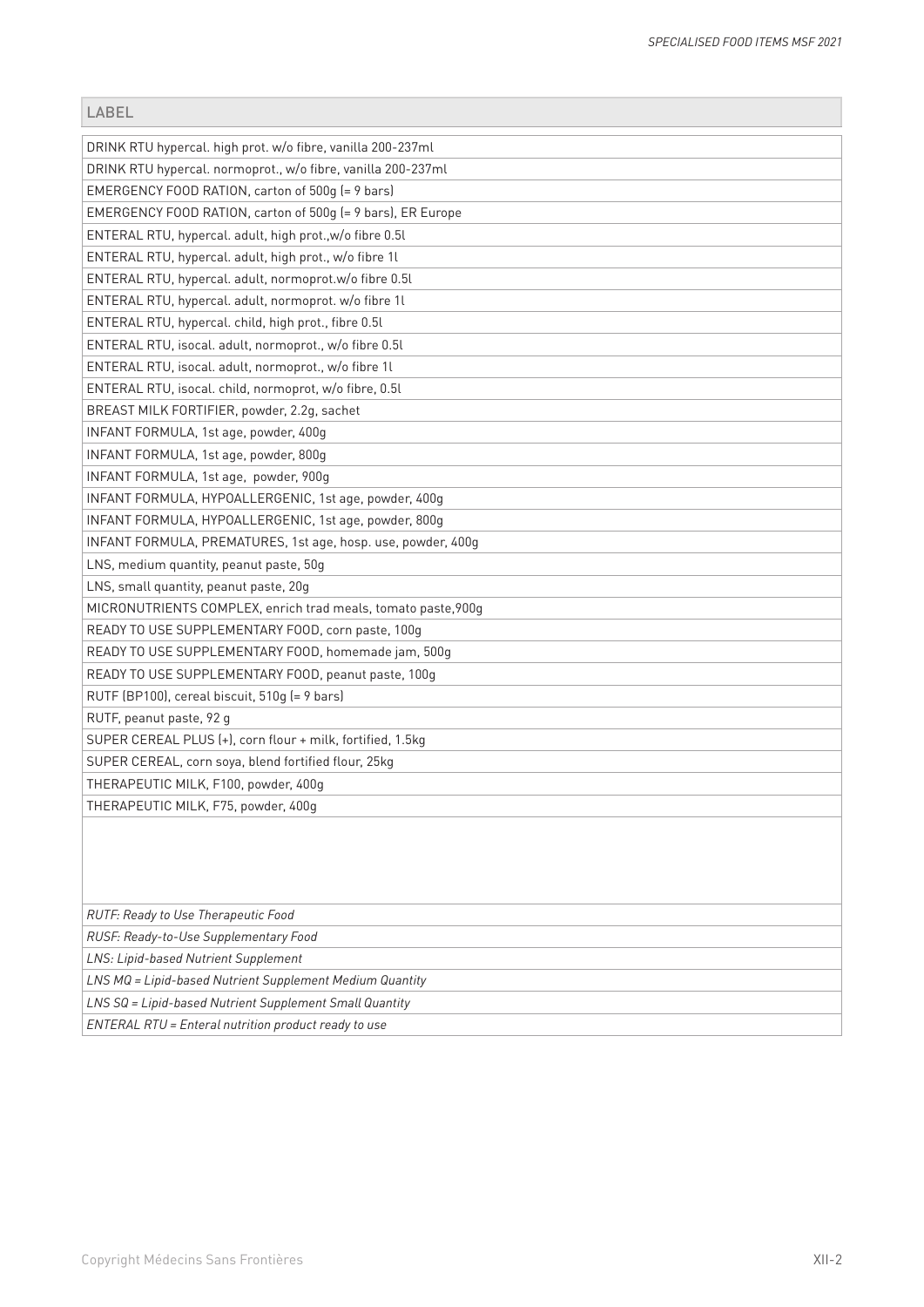| LABEL |
| --- |
| DRINK RTU hypercal. high prot. w/o fibre, vanilla 200-237ml |
| DRINK RTU hypercal. normoprot., w/o fibre, vanilla 200-237ml |
| EMERGENCY FOOD RATION, carton of 500g (= 9 bars) |
| EMERGENCY FOOD RATION, carton of 500g (= 9 bars), ER Europe |
| ENTERAL RTU, hypercal. adult, high prot.,w/o fibre 0.5l |
| ENTERAL RTU, hypercal. adult, high prot., w/o fibre 1l |
| ENTERAL RTU, hypercal. adult, normoprot.w/o fibre 0.5l |
| ENTERAL RTU, hypercal. adult, normoprot. w/o fibre 1l |
| ENTERAL RTU, hypercal. child, high prot., fibre 0.5l |
| ENTERAL RTU, isocal. adult, normoprot., w/o fibre 0.5l |
| ENTERAL RTU, isocal. adult, normoprot., w/o fibre 1l |
| ENTERAL RTU, isocal. child, normoprot, w/o fibre, 0.5l |
| BREAST MILK FORTIFIER, powder, 2.2g, sachet |
| INFANT FORMULA, 1st age, powder, 400g |
| INFANT FORMULA, 1st age, powder, 800g |
| INFANT FORMULA, 1st age, powder, 900g |
| INFANT FORMULA, HYPOALLERGENIC, 1st age, powder, 400g |
| INFANT FORMULA, HYPOALLERGENIC, 1st age, powder, 800g |
| INFANT FORMULA, PREMATURES, 1st age, hosp. use, powder, 400g |
| LNS, medium quantity, peanut paste, 50g |
| LNS, small quantity, peanut paste, 20g |
| MICRONUTRIENTS COMPLEX, enrich trad meals, tomato paste,900g |
| READY TO USE SUPPLEMENTARY FOOD, corn paste, 100g |
| READY TO USE SUPPLEMENTARY FOOD, homemade jam, 500g |
| READY TO USE SUPPLEMENTARY FOOD, peanut paste, 100g |
| RUTF (BP100), cereal biscuit, 510g (= 9 bars) |
| RUTF, peanut paste, 92 g |
| SUPER CEREAL PLUS (+), corn flour + milk, fortified, 1.5kg |
| SUPER CEREAL, corn soya, blend fortified flour, 25kg |
| THERAPEUTIC MILK, F100, powder, 400g |
| THERAPEUTIC MILK, F75, powder, 400g |

*RUTF: Ready to Use Therapeutic Food*

*RUSF: Ready-to-Use Supplementary Food*

*LNS: Lipid-based Nutrient Supplement*

*LNS MQ = Lipid-based Nutrient Supplement Medium Quantity*

*LNS SQ = Lipid-based Nutrient Supplement Small Quantity*

*ENTERAL RTU = Enteral nutrition product ready to use*